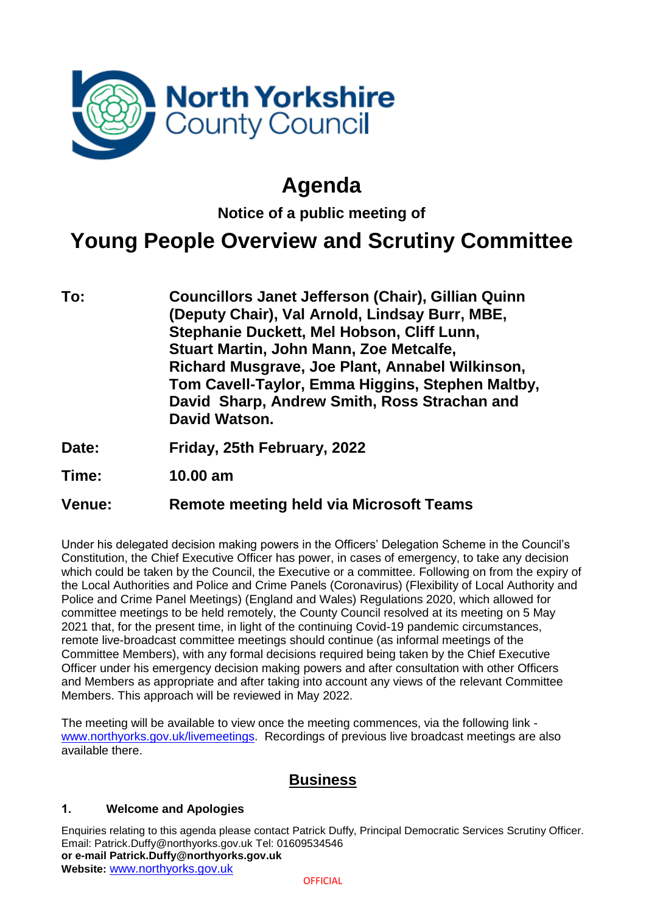North Yorkshire County Council

# Agenda

**Notice of a public meeting of**

# Young People Overview and Scrutiny Committee

**To:** **Councillors Janet Jefferson (Chair), Gillian Quinn (Deputy Chair), Val Arnold, Lindsay Burr, MBE, Stephanie Duckett, Mel Hobson, Cliff Lunn, Stuart Martin, John Mann, Zoe Metcalfe, Richard Musgrave, Joe Plant, Annabel Wilkinson, Tom Cavell-Taylor, Emma Higgins, Stephen Maltby, David Sharp, Andrew Smith, Ross Strachan and David Watson.**

**Date:** **Friday, 25th February, 2022**

**Time:** **10.00 am**

**Venue:** **Remote meeting held via Microsoft Teams**

Under his delegated decision making powers in the Officers' Delegation Scheme in the Council's Constitution, the Chief Executive Officer has power, in cases of emergency, to take any decision which could be taken by the Council, the Executive or a committee. Following on from the expiry of the Local Authorities and Police and Crime Panels (Coronavirus) (Flexibility of Local Authority and Police and Crime Panel Meetings) (England and Wales) Regulations 2020, which allowed for committee meetings to be held remotely, the County Council resolved at its meeting on 5 May 2021 that, for the present time, in light of the continuing Covid-19 pandemic circumstances, remote live-broadcast committee meetings should continue (as informal meetings of the Committee Members), with any formal decisions required being taken by the Chief Executive Officer under his emergency decision making powers and after consultation with other Officers and Members as appropriate and after taking into account any views of the relevant Committee Members. This approach will be reviewed in May 2022.

The meeting will be available to view once the meeting commences, via the following link - www.northyorks.gov.uk/livemeetings. Recordings of previous live broadcast meetings are also available there.

## Business

**1. Welcome and Apologies**

Enquiries relating to this agenda please contact Patrick Duffy, Principal Democratic Services Scrutiny Officer. Email: Patrick.Duffy@northyorks.gov.uk Tel: 01609534546
**or e-mail Patrick.Duffy@northyorks.gov.uk**
**Website:** www.northyorks.gov.uk

OFFICIAL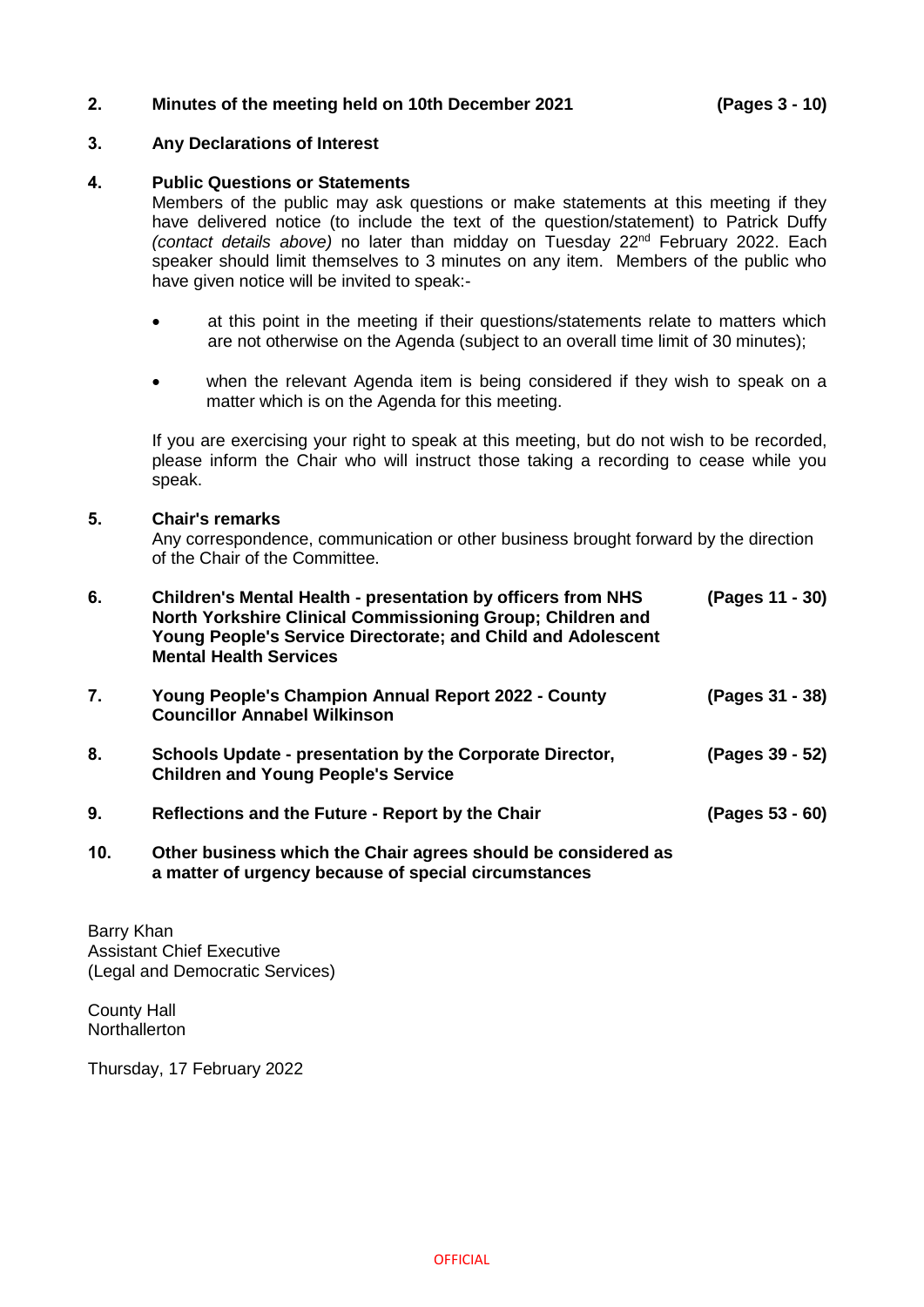**2. Minutes of the meeting held on 10th December 2021** **(Pages 3 - 10)**

**3. Any Declarations of Interest**

**4. Public Questions or Statements**

Members of the public may ask questions or make statements at this meeting if they have delivered notice (to include the text of the question/statement) to Patrick Duffy *(contact details above)* no later than midday on Tuesday 22nd February 2022. Each speaker should limit themselves to 3 minutes on any item. Members of the public who have given notice will be invited to speak:-

- at this point in the meeting if their questions/statements relate to matters which are not otherwise on the Agenda (subject to an overall time limit of 30 minutes);
- when the relevant Agenda item is being considered if they wish to speak on a matter which is on the Agenda for this meeting.

If you are exercising your right to speak at this meeting, but do not wish to be recorded, please inform the Chair who will instruct those taking a recording to cease while you speak.

**5. Chair's remarks**

Any correspondence, communication or other business brought forward by the direction of the Chair of the Committee.

**6. Children's Mental Health - presentation by officers from NHS North Yorkshire Clinical Commissioning Group; Children and Young People's Service Directorate; and Child and Adolescent Mental Health Services** **(Pages 11 - 30)**

**7. Young People's Champion Annual Report 2022 - County Councillor Annabel Wilkinson** **(Pages 31 - 38)**

**8. Schools Update - presentation by the Corporate Director, Children and Young People's Service** **(Pages 39 - 52)**

**9. Reflections and the Future - Report by the Chair** **(Pages 53 - 60)**

**10. Other business which the Chair agrees should be considered as a matter of urgency because of special circumstances**

Barry Khan
Assistant Chief Executive
(Legal and Democratic Services)

County Hall
Northallerton

Thursday, 17 February 2022

OFFICIAL